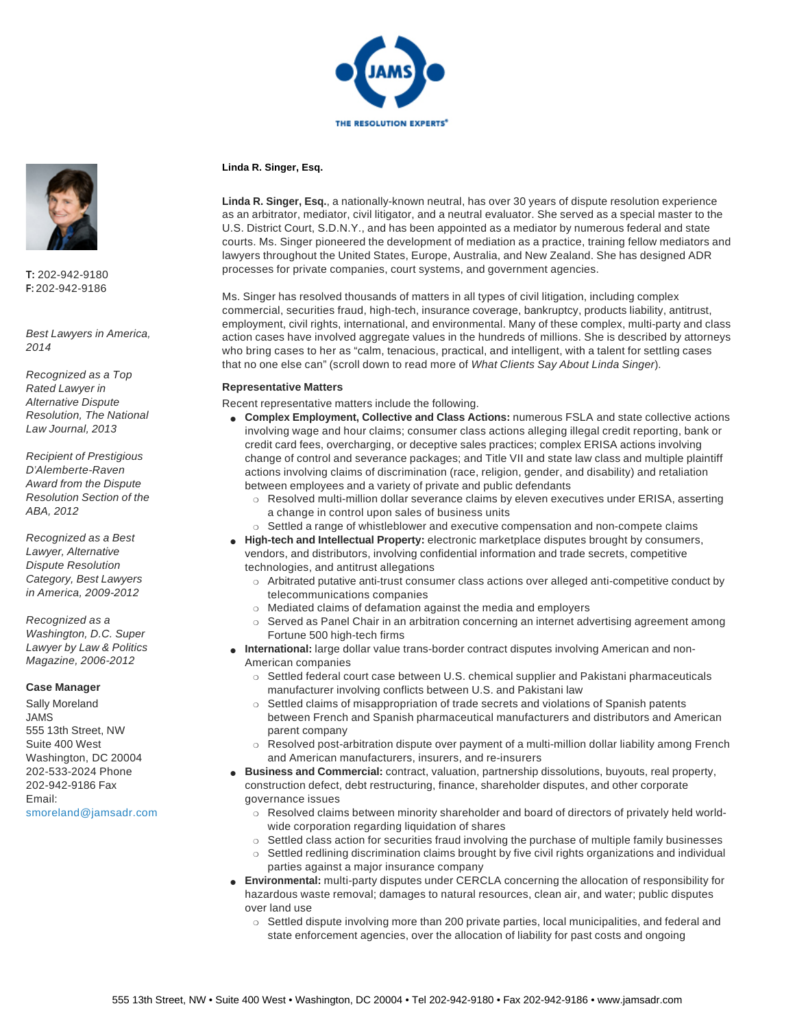# Linda R. Singer, Esq.

**T:** 202-942-9180
**F:** 202-942-9186

*Best Lawyers in America, 2014*

*Recognized as a Top Rated Lawyer in Alternative Dispute Resolution, The National Law Journal, 2013*

*Recipient of Prestigious D'Alemberte-Raven Award from the Dispute Resolution Section of the ABA, 2012*

*Recognized as a Best Lawyer, Alternative Dispute Resolution Category, Best Lawyers in America, 2009-2012*

*Recognized as a Washington, D.C. Super Lawyer by Law & Politics Magazine, 2006-2012*

**Case Manager**

Sally Moreland
JAMS
555 13th Street, NW
Suite 400 West
Washington, DC 20004
202-533-2024 Phone
202-942-9186 Fax
Email:
smoreland@jamsadr.com

**Linda R. Singer, Esq.**, a nationally-known neutral, has over 30 years of dispute resolution experience as an arbitrator, mediator, civil litigator, and a neutral evaluator. She served as a special master to the U.S. District Court, S.D.N.Y., and has been appointed as a mediator by numerous federal and state courts. Ms. Singer pioneered the development of mediation as a practice, training fellow mediators and lawyers throughout the United States, Europe, Australia, and New Zealand. She has designed ADR processes for private companies, court systems, and government agencies.

Ms. Singer has resolved thousands of matters in all types of civil litigation, including complex commercial, securities fraud, high-tech, insurance coverage, bankruptcy, products liability, antitrust, employment, civil rights, international, and environmental. Many of these complex, multi-party and class action cases have involved aggregate values in the hundreds of millions. She is described by attorneys who bring cases to her as "calm, tenacious, practical, and intelligent, with a talent for settling cases that no one else can" (scroll down to read more of *What Clients Say About Linda Singer*).

## Representative Matters

Recent representative matters include the following.

- **Complex Employment, Collective and Class Actions:** numerous FSLA and state collective actions involving wage and hour claims; consumer class actions alleging illegal credit reporting, bank or credit card fees, overcharging, or deceptive sales practices; complex ERISA actions involving change of control and severance packages; and Title VII and state law class and multiple plaintiff actions involving claims of discrimination (race, religion, gender, and disability) and retaliation between employees and a variety of private and public defendants
  - Resolved multi-million dollar severance claims by eleven executives under ERISA, asserting a change in control upon sales of business units
  - Settled a range of whistleblower and executive compensation and non-compete claims
- **High-tech and Intellectual Property:** electronic marketplace disputes brought by consumers, vendors, and distributors, involving confidential information and trade secrets, competitive technologies, and antitrust allegations
  - Arbitrated putative anti-trust consumer class actions over alleged anti-competitive conduct by telecommunications companies
  - Mediated claims of defamation against the media and employers
  - Served as Panel Chair in an arbitration concerning an internet advertising agreement among Fortune 500 high-tech firms
- **International:** large dollar value trans-border contract disputes involving American and non-American companies
  - Settled federal court case between U.S. chemical supplier and Pakistani pharmaceuticals manufacturer involving conflicts between U.S. and Pakistani law
  - Settled claims of misappropriation of trade secrets and violations of Spanish patents between French and Spanish pharmaceutical manufacturers and distributors and American parent company
  - Resolved post-arbitration dispute over payment of a multi-million dollar liability among French and American manufacturers, insurers, and re-insurers
- **Business and Commercial:** contract, valuation, partnership dissolutions, buyouts, real property, construction defect, debt restructuring, finance, shareholder disputes, and other corporate governance issues
  - Resolved claims between minority shareholder and board of directors of privately held world-wide corporation regarding liquidation of shares
  - Settled class action for securities fraud involving the purchase of multiple family businesses
  - Settled redlining discrimination claims brought by five civil rights organizations and individual parties against a major insurance company
- **Environmental:** multi-party disputes under CERCLA concerning the allocation of responsibility for hazardous waste removal; damages to natural resources, clean air, and water; public disputes over land use
  - Settled dispute involving more than 200 private parties, local municipalities, and federal and state enforcement agencies, over the allocation of liability for past costs and ongoing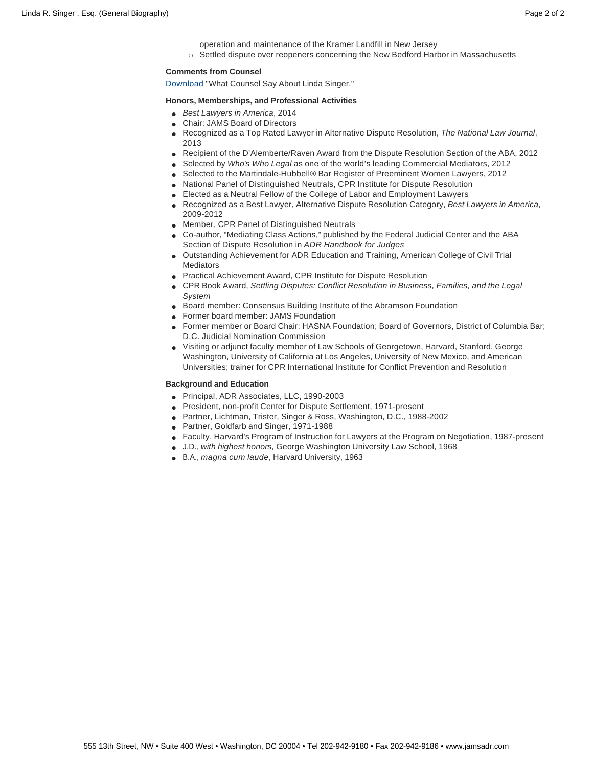operation and maintenance of the Kramer Landfill in New Jersey

- Settled dispute over reopeners concerning the New Bedford Harbor in Massachusetts

**Comments from Counsel**

Download "What Counsel Say About Linda Singer."

**Honors, Memberships, and Professional Activities**

- *Best Lawyers in America*, 2014
- Chair: JAMS Board of Directors
- Recognized as a Top Rated Lawyer in Alternative Dispute Resolution, *The National Law Journal*, 2013
- Recipient of the D'Alemberte/Raven Award from the Dispute Resolution Section of the ABA, 2012
- Selected by *Who's Who Legal* as one of the world's leading Commercial Mediators, 2012
- Selected to the Martindale-Hubbell® Bar Register of Preeminent Women Lawyers, 2012
- National Panel of Distinguished Neutrals, CPR Institute for Dispute Resolution
- Elected as a Neutral Fellow of the College of Labor and Employment Lawyers
- Recognized as a Best Lawyer, Alternative Dispute Resolution Category, *Best Lawyers in America*, 2009-2012
- Member, CPR Panel of Distinguished Neutrals
- Co-author, "Mediating Class Actions," published by the Federal Judicial Center and the ABA Section of Dispute Resolution in *ADR Handbook for Judges*
- Outstanding Achievement for ADR Education and Training, American College of Civil Trial Mediators
- Practical Achievement Award, CPR Institute for Dispute Resolution
- CPR Book Award, *Settling Disputes: Conflict Resolution in Business, Families, and the Legal System*
- Board member: Consensus Building Institute of the Abramson Foundation
- Former board member: JAMS Foundation
- Former member or Board Chair: HASNA Foundation; Board of Governors, District of Columbia Bar; D.C. Judicial Nomination Commission
- Visiting or adjunct faculty member of Law Schools of Georgetown, Harvard, Stanford, George Washington, University of California at Los Angeles, University of New Mexico, and American Universities; trainer for CPR International Institute for Conflict Prevention and Resolution

**Background and Education**

- Principal, ADR Associates, LLC, 1990-2003
- President, non-profit Center for Dispute Settlement, 1971-present
- Partner, Lichtman, Trister, Singer & Ross, Washington, D.C., 1988-2002
- Partner, Goldfarb and Singer, 1971-1988
- Faculty, Harvard's Program of Instruction for Lawyers at the Program on Negotiation, 1987-present
- J.D., *with highest honors,* George Washington University Law School, 1968
- B.A., *magna cum laude*, Harvard University, 1963

555 13th Street, NW • Suite 400 West • Washington, DC 20004 • Tel 202-942-9180 • Fax 202-942-9186 • www.jamsadr.com